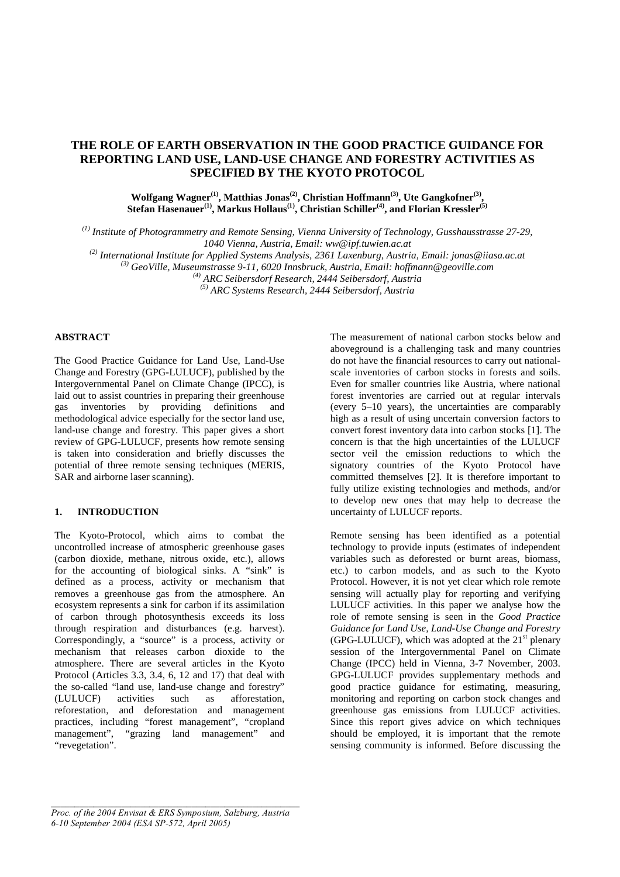# THE ROLE OF EARTH OBSERVATION IN THE GOOD PRACTICE GUIDANCE FOR REPORTING LAND USE, LAND-USE CHANGE AND FORESTRY ACTIVITIES AS SPECIFIED BY THE KYOTO PROTOCOL

**Wolfgang Wagner[(1)], Matthias Jonas[(2)], Christian Hoffmann[(3)], Ute Gangkofner[(3)], Stefan Hasenauer[(1)], Markus Hollaus[(1)], Christian Schiller[(4)], and Florian Kressler[(5)]**

*[(1)] Institute of Photogrammetry and Remote Sensing, Vienna University of Technology, Gusshausstrasse 27-29, 1040 Vienna, Austria, Email: ww@ipf.tuwien.ac.at*
*[(2)] International Institute for Applied Systems Analysis, 2361 Laxenburg, Austria, Email: jonas@iiasa.ac.at*
*[(3)] GeoVille, Museumstrasse 9-11, 6020 Innsbruck, Austria, Email: hoffmann@geoville.com*
*[(4)] ARC Seibersdorf Research, 2444 Seibersdorf, Austria*
*[(5)] ARC Systems Research, 2444 Seibersdorf, Austria*

## ABSTRACT

The Good Practice Guidance for Land Use, Land-Use Change and Forestry (GPG-LULUCF), published by the Intergovernmental Panel on Climate Change (IPCC), is laid out to assist countries in preparing their greenhouse gas inventories by providing definitions and methodological advice especially for the sector land use, land-use change and forestry. This paper gives a short review of GPG-LULUCF, presents how remote sensing is taken into consideration and briefly discusses the potential of three remote sensing techniques (MERIS, SAR and airborne laser scanning).

## 1. INTRODUCTION

The Kyoto-Protocol, which aims to combat the uncontrolled increase of atmospheric greenhouse gases (carbon dioxide, methane, nitrous oxide, etc.), allows for the accounting of biological sinks. A "sink" is defined as a process, activity or mechanism that removes a greenhouse gas from the atmosphere. An ecosystem represents a sink for carbon if its assimilation of carbon through photosynthesis exceeds its loss through respiration and disturbances (e.g. harvest). Correspondingly, a "source" is a process, activity or mechanism that releases carbon dioxide to the atmosphere. There are several articles in the Kyoto Protocol (Articles 3.3, 3.4, 6, 12 and 17) that deal with the so-called "land use, land-use change and forestry" (LULUCF) activities such as afforestation, reforestation, and deforestation and management practices, including "forest management", "cropland management", "grazing land management" and "revegetation".

The measurement of national carbon stocks below and aboveground is a challenging task and many countries do not have the financial resources to carry out national-scale inventories of carbon stocks in forests and soils. Even for smaller countries like Austria, where national forest inventories are carried out at regular intervals (every 5–10 years), the uncertainties are comparably high as a result of using uncertain conversion factors to convert forest inventory data into carbon stocks [1]. The concern is that the high uncertainties of the LULUCF sector veil the emission reductions to which the signatory countries of the Kyoto Protocol have committed themselves [2]. It is therefore important to fully utilize existing technologies and methods, and/or to develop new ones that may help to decrease the uncertainty of LULUCF reports.

Remote sensing has been identified as a potential technology to provide inputs (estimates of independent variables such as deforested or burnt areas, biomass, etc.) to carbon models, and as such to the Kyoto Protocol. However, it is not yet clear which role remote sensing will actually play for reporting and verifying LULUCF activities. In this paper we analyse how the role of remote sensing is seen in the *Good Practice Guidance for Land Use, Land-Use Change and Forestry* (GPG-LULUCF), which was adopted at the 21st plenary session of the Intergovernmental Panel on Climate Change (IPCC) held in Vienna, 3-7 November, 2003. GPG-LULUCF provides supplementary methods and good practice guidance for estimating, measuring, monitoring and reporting on carbon stock changes and greenhouse gas emissions from LULUCF activities. Since this report gives advice on which techniques should be employed, it is important that the remote sensing community is informed. Before discussing the

*Proc. of the 2004 Envisat & ERS Symposium, Salzburg, Austria 6-10 September 2004 (ESA SP-572, April 2005)*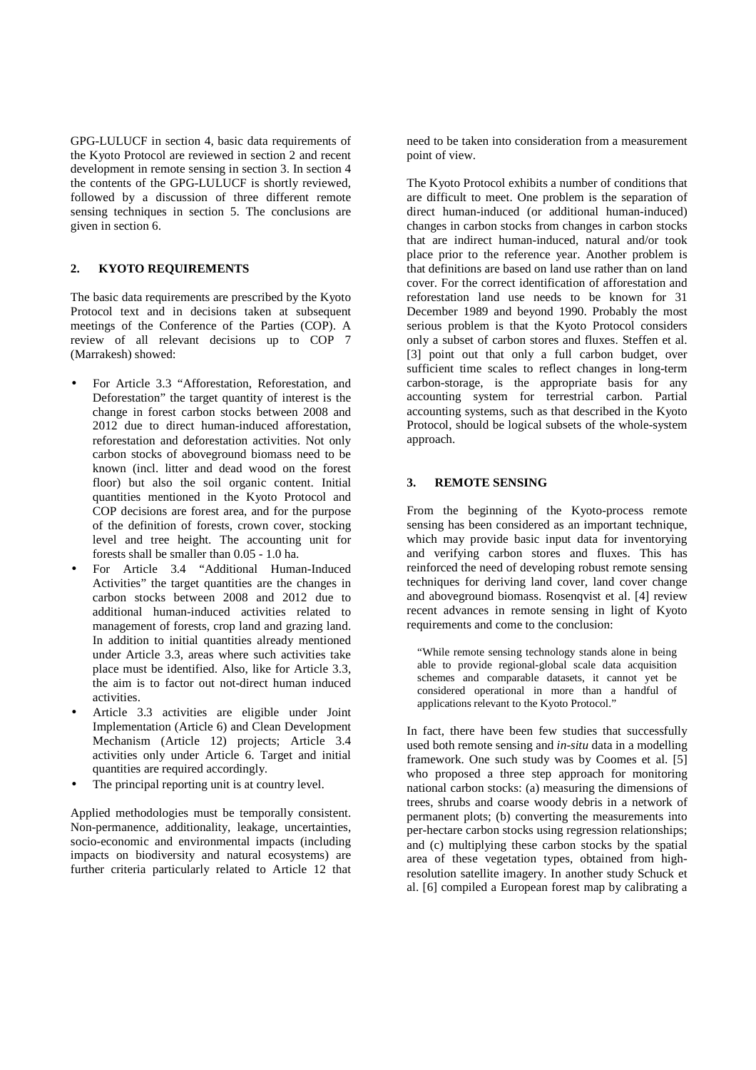GPG-LULUCF in section 4, basic data requirements of the Kyoto Protocol are reviewed in section 2 and recent development in remote sensing in section 3. In section 4 the contents of the GPG-LULUCF is shortly reviewed, followed by a discussion of three different remote sensing techniques in section 5. The conclusions are given in section 6.

## 2. KYOTO REQUIREMENTS

The basic data requirements are prescribed by the Kyoto Protocol text and in decisions taken at subsequent meetings of the Conference of the Parties (COP). A review of all relevant decisions up to COP 7 (Marrakesh) showed:

- For Article 3.3 "Afforestation, Reforestation, and Deforestation" the target quantity of interest is the change in forest carbon stocks between 2008 and 2012 due to direct human-induced afforestation, reforestation and deforestation activities. Not only carbon stocks of aboveground biomass need to be known (incl. litter and dead wood on the forest floor) but also the soil organic content. Initial quantities mentioned in the Kyoto Protocol and COP decisions are forest area, and for the purpose of the definition of forests, crown cover, stocking level and tree height. The accounting unit for forests shall be smaller than 0.05 - 1.0 ha.
- For Article 3.4 "Additional Human-Induced Activities" the target quantities are the changes in carbon stocks between 2008 and 2012 due to additional human-induced activities related to management of forests, crop land and grazing land. In addition to initial quantities already mentioned under Article 3.3, areas where such activities take place must be identified. Also, like for Article 3.3, the aim is to factor out not-direct human induced activities.
- Article 3.3 activities are eligible under Joint Implementation (Article 6) and Clean Development Mechanism (Article 12) projects; Article 3.4 activities only under Article 6. Target and initial quantities are required accordingly.
- The principal reporting unit is at country level.

Applied methodologies must be temporally consistent. Non-permanence, additionality, leakage, uncertainties, socio-economic and environmental impacts (including impacts on biodiversity and natural ecosystems) are further criteria particularly related to Article 12 that need to be taken into consideration from a measurement point of view.

The Kyoto Protocol exhibits a number of conditions that are difficult to meet. One problem is the separation of direct human-induced (or additional human-induced) changes in carbon stocks from changes in carbon stocks that are indirect human-induced, natural and/or took place prior to the reference year. Another problem is that definitions are based on land use rather than on land cover. For the correct identification of afforestation and reforestation land use needs to be known for 31 December 1989 and beyond 1990. Probably the most serious problem is that the Kyoto Protocol considers only a subset of carbon stores and fluxes. Steffen et al. [3] point out that only a full carbon budget, over sufficient time scales to reflect changes in long-term carbon-storage, is the appropriate basis for any accounting system for terrestrial carbon. Partial accounting systems, such as that described in the Kyoto Protocol, should be logical subsets of the whole-system approach.

## 3. REMOTE SENSING

From the beginning of the Kyoto-process remote sensing has been considered as an important technique, which may provide basic input data for inventorying and verifying carbon stores and fluxes. This has reinforced the need of developing robust remote sensing techniques for deriving land cover, land cover change and aboveground biomass. Rosenqvist et al. [4] review recent advances in remote sensing in light of Kyoto requirements and come to the conclusion:

> "While remote sensing technology stands alone in being able to provide regional-global scale data acquisition schemes and comparable datasets, it cannot yet be considered operational in more than a handful of applications relevant to the Kyoto Protocol."

In fact, there have been few studies that successfully used both remote sensing and *in-situ* data in a modelling framework. One such study was by Coomes et al. [5] who proposed a three step approach for monitoring national carbon stocks: (a) measuring the dimensions of trees, shrubs and coarse woody debris in a network of permanent plots; (b) converting the measurements into per-hectare carbon stocks using regression relationships; and (c) multiplying these carbon stocks by the spatial area of these vegetation types, obtained from high-resolution satellite imagery. In another study Schuck et al. [6] compiled a European forest map by calibrating a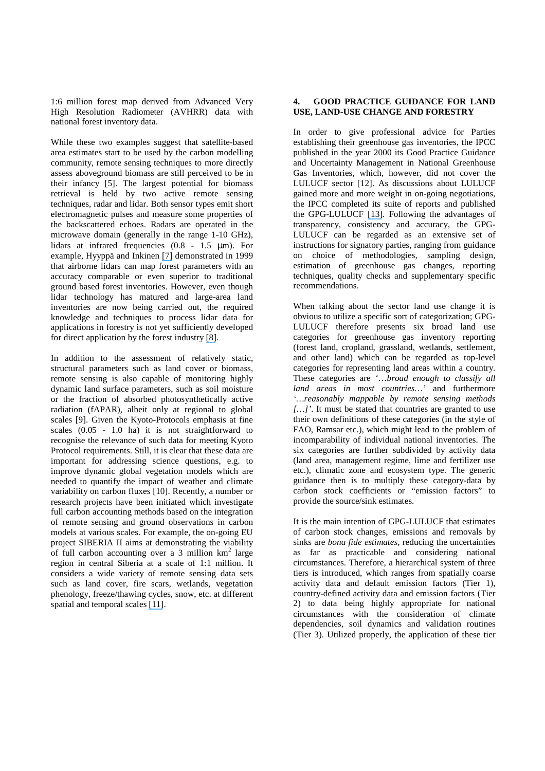1:6 million forest map derived from Advanced Very High Resolution Radiometer (AVHRR) data with national forest inventory data.

While these two examples suggest that satellite-based area estimates start to be used by the carbon modelling community, remote sensing techniques to more directly assess aboveground biomass are still perceived to be in their infancy [5]. The largest potential for biomass retrieval is held by two active remote sensing techniques, radar and lidar. Both sensor types emit short electromagnetic pulses and measure some properties of the backscattered echoes. Radars are operated in the microwave domain (generally in the range 1-10 GHz), lidars at infrared frequencies (0.8 - 1.5 µm). For example, Hyyppä and Inkinen [7] demonstrated in 1999 that airborne lidars can map forest parameters with an accuracy comparable or even superior to traditional ground based forest inventories. However, even though lidar technology has matured and large-area land inventories are now being carried out, the required knowledge and techniques to process lidar data for applications in forestry is not yet sufficiently developed for direct application by the forest industry [8].

In addition to the assessment of relatively static, structural parameters such as land cover or biomass, remote sensing is also capable of monitoring highly dynamic land surface parameters, such as soil moisture or the fraction of absorbed photosynthetically active radiation (fAPAR), albeit only at regional to global scales [9]. Given the Kyoto-Protocols emphasis at fine scales (0.05 - 1.0 ha) it is not straightforward to recognise the relevance of such data for meeting Kyoto Protocol requirements. Still, it is clear that these data are important for addressing science questions, e.g. to improve dynamic global vegetation models which are needed to quantify the impact of weather and climate variability on carbon fluxes [10]. Recently, a number or research projects have been initiated which investigate full carbon accounting methods based on the integration of remote sensing and ground observations in carbon models at various scales. For example, the on-going EU project SIBERIA II aims at demonstrating the viability of full carbon accounting over a 3 million km$^2$ large region in central Siberia at a scale of 1:1 million. It considers a wide variety of remote sensing data sets such as land cover, fire scars, wetlands, vegetation phenology, freeze/thawing cycles, snow, etc. at different spatial and temporal scales [11].

## 4. GOOD PRACTICE GUIDANCE FOR LAND USE, LAND-USE CHANGE AND FORESTRY

In order to give professional advice for Parties establishing their greenhouse gas inventories, the IPCC published in the year 2000 its Good Practice Guidance and Uncertainty Management in National Greenhouse Gas Inventories, which, however, did not cover the LULUCF sector [12]. As discussions about LULUCF gained more and more weight in on-going negotiations, the IPCC completed its suite of reports and published the GPG-LULUCF [13]. Following the advantages of transparency, consistency and accuracy, the GPG-LULUCF can be regarded as an extensive set of instructions for signatory parties, ranging from guidance on choice of methodologies, sampling design, estimation of greenhouse gas changes, reporting techniques, quality checks and supplementary specific recommendations.

When talking about the sector land use change it is obvious to utilize a specific sort of categorization; GPG-LULUCF therefore presents six broad land use categories for greenhouse gas inventory reporting (forest land, cropland, grassland, wetlands, settlement, and other land) which can be regarded as top-level categories for representing land areas within a country. These categories are '…*broad enough to classify all land areas in most countries…*' and furthermore '…*reasonably mappable by remote sensing methods […]*'. It must be stated that countries are granted to use their own definitions of these categories (in the style of FAO, Ramsar etc.), which might lead to the problem of incomparability of individual national inventories. The six categories are further subdivided by activity data (land area, management regime, lime and fertilizer use etc.), climatic zone and ecosystem type. The generic guidance then is to multiply these category-data by carbon stock coefficients or "emission factors" to provide the source/sink estimates.

It is the main intention of GPG-LULUCF that estimates of carbon stock changes, emissions and removals by sinks are *bona fide estimates*, reducing the uncertainties as far as practicable and considering national circumstances. Therefore, a hierarchical system of three tiers is introduced, which ranges from spatially coarse activity data and default emission factors (Tier 1), country-defined activity data and emission factors (Tier 2) to data being highly appropriate for national circumstances with the consideration of climate dependencies, soil dynamics and validation routines (Tier 3). Utilized properly, the application of these tier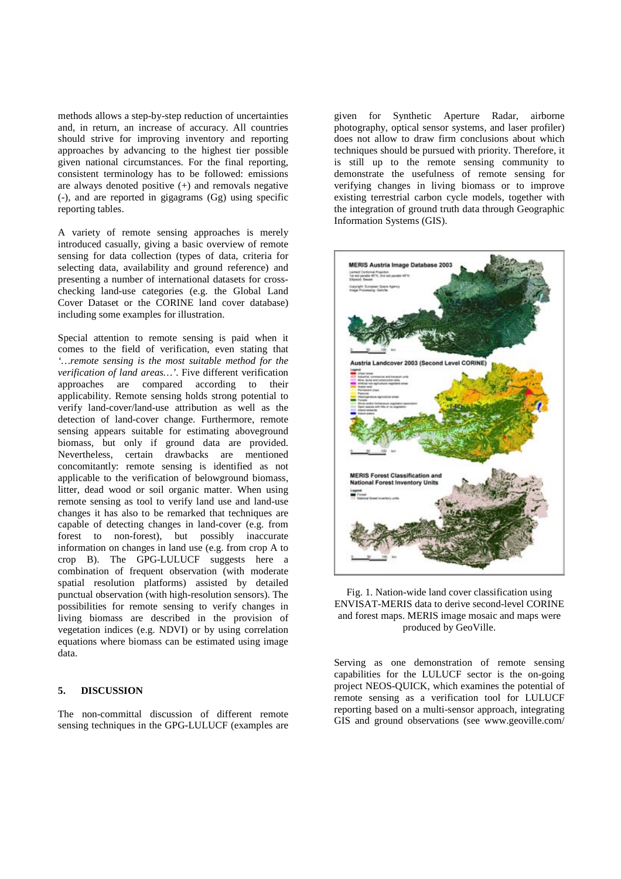methods allows a step-by-step reduction of uncertainties and, in return, an increase of accuracy. All countries should strive for improving inventory and reporting approaches by advancing to the highest tier possible given national circumstances. For the final reporting, consistent terminology has to be followed: emissions are always denoted positive (+) and removals negative (-), and are reported in gigagrams (Gg) using specific reporting tables.

A variety of remote sensing approaches is merely introduced casually, giving a basic overview of remote sensing for data collection (types of data, criteria for selecting data, availability and ground reference) and presenting a number of international datasets for cross-checking land-use categories (e.g. the Global Land Cover Dataset or the CORINE land cover database) including some examples for illustration.

Special attention to remote sensing is paid when it comes to the field of verification, even stating that *'…remote sensing is the most suitable method for the verification of land areas…'*. Five different verification approaches are compared according to their applicability. Remote sensing holds strong potential to verify land-cover/land-use attribution as well as the detection of land-cover change. Furthermore, remote sensing appears suitable for estimating aboveground biomass, but only if ground data are provided. Nevertheless, certain drawbacks are mentioned concomitantly: remote sensing is identified as not applicable to the verification of belowground biomass, litter, dead wood or soil organic matter. When using remote sensing as tool to verify land use and land-use changes it has also to be remarked that techniques are capable of detecting changes in land-cover (e.g. from forest to non-forest), but possibly inaccurate information on changes in land use (e.g. from crop A to crop B). The GPG-LULUCF suggests here a combination of frequent observation (with moderate spatial resolution platforms) assisted by detailed punctual observation (with high-resolution sensors). The possibilities for remote sensing to verify changes in living biomass are described in the provision of vegetation indices (e.g. NDVI) or by using correlation equations where biomass can be estimated using image data.

## 5. DISCUSSION

The non-committal discussion of different remote sensing techniques in the GPG-LULUCF (examples are given for Synthetic Aperture Radar, airborne photography, optical sensor systems, and laser profiler) does not allow to draw firm conclusions about which techniques should be pursued with priority. Therefore, it is still up to the remote sensing community to demonstrate the usefulness of remote sensing for verifying changes in living biomass or to improve existing terrestrial carbon cycle models, together with the integration of ground truth data through Geographic Information Systems (GIS).

Fig. 1. Nation-wide land cover classification using ENVISAT-MERIS data to derive second-level CORINE and forest maps. MERIS image mosaic and maps were produced by GeoVille.

Serving as one demonstration of remote sensing capabilities for the LULUCF sector is the on-going project NEOS-QUICK, which examines the potential of remote sensing as a verification tool for LULUCF reporting based on a multi-sensor approach, integrating GIS and ground observations (see www.geoville.com/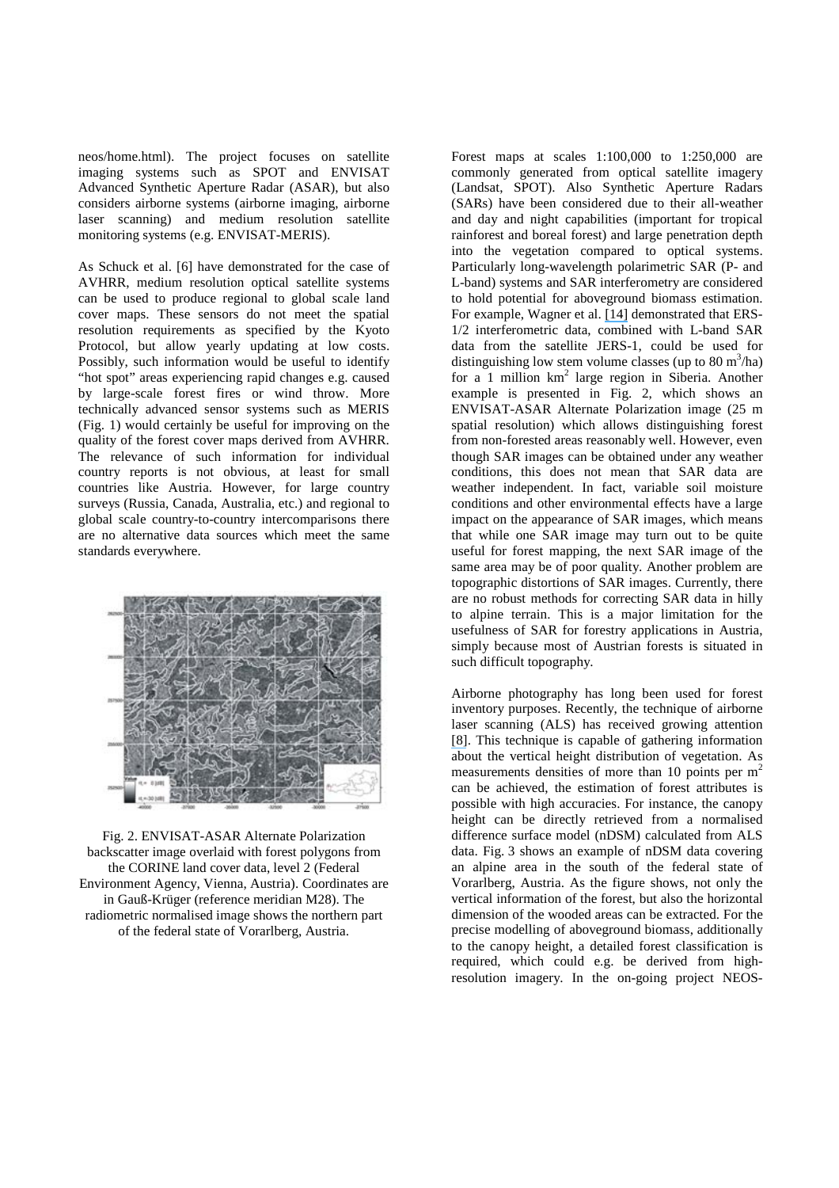neos/home.html). The project focuses on satellite imaging systems such as SPOT and ENVISAT Advanced Synthetic Aperture Radar (ASAR), but also considers airborne systems (airborne imaging, airborne laser scanning) and medium resolution satellite monitoring systems (e.g. ENVISAT-MERIS).

As Schuck et al. [6] have demonstrated for the case of AVHRR, medium resolution optical satellite systems can be used to produce regional to global scale land cover maps. These sensors do not meet the spatial resolution requirements as specified by the Kyoto Protocol, but allow yearly updating at low costs. Possibly, such information would be useful to identify "hot spot" areas experiencing rapid changes e.g. caused by large-scale forest fires or wind throw. More technically advanced sensor systems such as MERIS (Fig. 1) would certainly be useful for improving on the quality of the forest cover maps derived from AVHRR. The relevance of such information for individual country reports is not obvious, at least for small countries like Austria. However, for large country surveys (Russia, Canada, Australia, etc.) and regional to global scale country-to-country intercomparisons there are no alternative data sources which meet the same standards everywhere.

Fig. 2. ENVISAT-ASAR Alternate Polarization backscatter image overlaid with forest polygons from the CORINE land cover data, level 2 (Federal Environment Agency, Vienna, Austria). Coordinates are in Gauß-Krüger (reference meridian M28). The radiometric normalised image shows the northern part of the federal state of Vorarlberg, Austria.

Forest maps at scales 1:100,000 to 1:250,000 are commonly generated from optical satellite imagery (Landsat, SPOT). Also Synthetic Aperture Radars (SARs) have been considered due to their all-weather and day and night capabilities (important for tropical rainforest and boreal forest) and large penetration depth into the vegetation compared to optical systems. Particularly long-wavelength polarimetric SAR (P- and L-band) systems and SAR interferometry are considered to hold potential for aboveground biomass estimation. For example, Wagner et al. [14] demonstrated that ERS-1/2 interferometric data, combined with L-band SAR data from the satellite JERS-1, could be used for distinguishing low stem volume classes (up to 80 $m^3$/ha) for a 1 million $km^2$ large region in Siberia. Another example is presented in Fig. 2, which shows an ENVISAT-ASAR Alternate Polarization image (25 m spatial resolution) which allows distinguishing forest from non-forested areas reasonably well. However, even though SAR images can be obtained under any weather conditions, this does not mean that SAR data are weather independent. In fact, variable soil moisture conditions and other environmental effects have a large impact on the appearance of SAR images, which means that while one SAR image may turn out to be quite useful for forest mapping, the next SAR image of the same area may be of poor quality. Another problem are topographic distortions of SAR images. Currently, there are no robust methods for correcting SAR data in hilly to alpine terrain. This is a major limitation for the usefulness of SAR for forestry applications in Austria, simply because most of Austrian forests is situated in such difficult topography.

Airborne photography has long been used for forest inventory purposes. Recently, the technique of airborne laser scanning (ALS) has received growing attention [8]. This technique is capable of gathering information about the vertical height distribution of vegetation. As measurements densities of more than 10 points per $m^2$ can be achieved, the estimation of forest attributes is possible with high accuracies. For instance, the canopy height can be directly retrieved from a normalised difference surface model (nDSM) calculated from ALS data. Fig. 3 shows an example of nDSM data covering an alpine area in the south of the federal state of Vorarlberg, Austria. As the figure shows, not only the vertical information of the forest, but also the horizontal dimension of the wooded areas can be extracted. For the precise modelling of aboveground biomass, additionally to the canopy height, a detailed forest classification is required, which could e.g. be derived from high-resolution imagery. In the on-going project NEOS-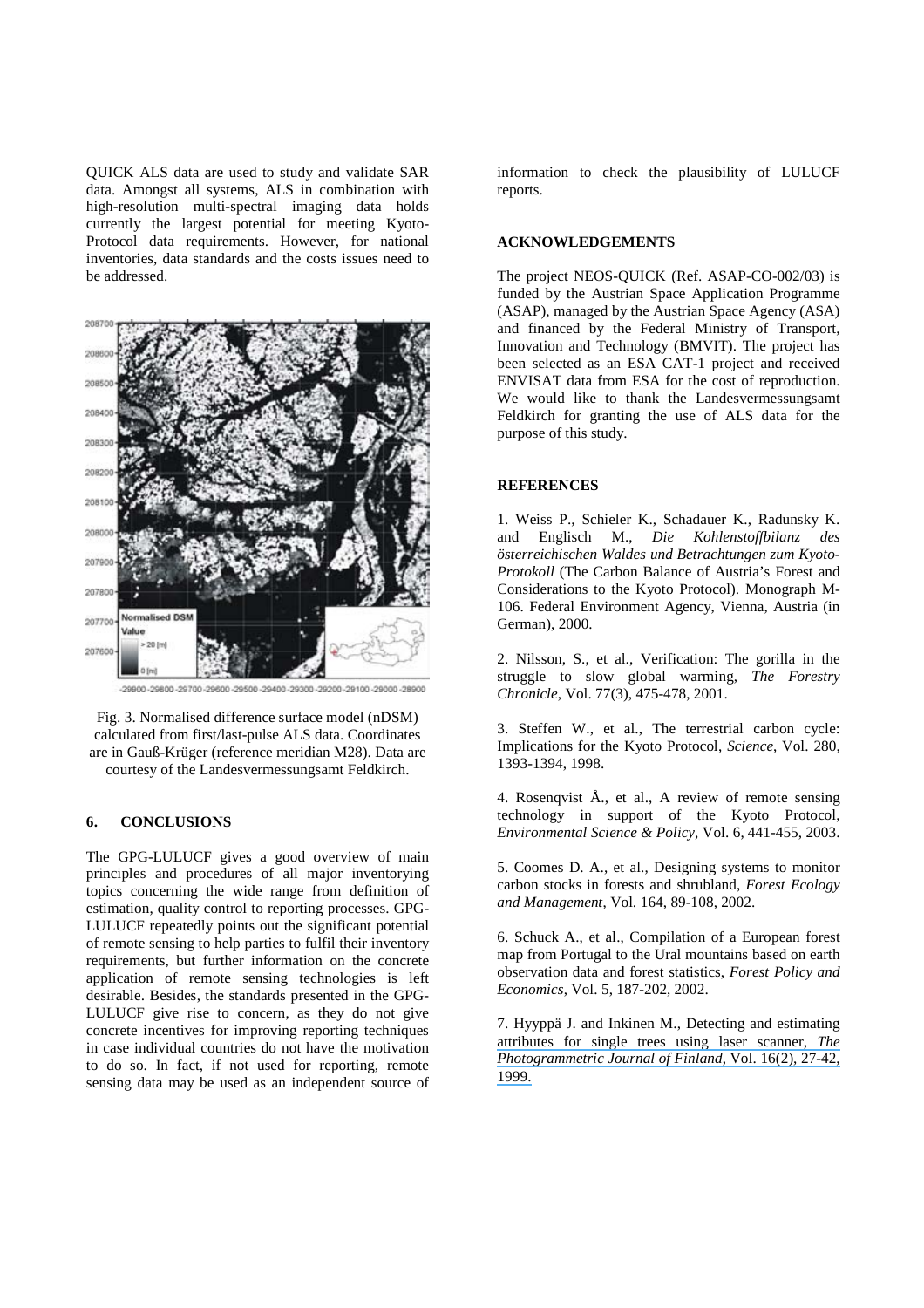QUICK ALS data are used to study and validate SAR data. Amongst all systems, ALS in combination with high-resolution multi-spectral imaging data holds currently the largest potential for meeting Kyoto-Protocol data requirements. However, for national inventories, data standards and the costs issues need to be addressed.

Fig. 3. Normalised difference surface model (nDSM) calculated from first/last-pulse ALS data. Coordinates are in Gauß-Krüger (reference meridian M28). Data are courtesy of the Landesvermessungsamt Feldkirch.

## 6. CONCLUSIONS

The GPG-LULUCF gives a good overview of main principles and procedures of all major inventorying topics concerning the wide range from definition of estimation, quality control to reporting processes. GPG-LULUCF repeatedly points out the significant potential of remote sensing to help parties to fulfil their inventory requirements, but further information on the concrete application of remote sensing technologies is left desirable. Besides, the standards presented in the GPG-LULUCF give rise to concern, as they do not give concrete incentives for improving reporting techniques in case individual countries do not have the motivation to do so. In fact, if not used for reporting, remote sensing data may be used as an independent source of information to check the plausibility of LULUCF reports.

## ACKNOWLEDGEMENTS

The project NEOS-QUICK (Ref. ASAP-CO-002/03) is funded by the Austrian Space Application Programme (ASAP), managed by the Austrian Space Agency (ASA) and financed by the Federal Ministry of Transport, Innovation and Technology (BMVIT). The project has been selected as an ESA CAT-1 project and received ENVISAT data from ESA for the cost of reproduction. We would like to thank the Landesvermessungsamt Feldkirch for granting the use of ALS data for the purpose of this study.

## REFERENCES

1. Weiss P., Schieler K., Schadauer K., Radunsky K. and Englisch M., *Die Kohlenstoffbilanz des österreichischen Waldes und Betrachtungen zum Kyoto-Protokoll* (The Carbon Balance of Austria's Forest and Considerations to the Kyoto Protocol). Monograph M-106. Federal Environment Agency, Vienna, Austria (in German), 2000.

2. Nilsson, S., et al., Verification: The gorilla in the struggle to slow global warming, *The Forestry Chronicle*, Vol. 77(3), 475-478, 2001.

3. Steffen W., et al., The terrestrial carbon cycle: Implications for the Kyoto Protocol, *Science*, Vol. 280, 1393-1394, 1998.

4. Rosenqvist Å., et al., A review of remote sensing technology in support of the Kyoto Protocol, *Environmental Science & Policy*, Vol. 6, 441-455, 2003.

5. Coomes D. A., et al., Designing systems to monitor carbon stocks in forests and shrubland, *Forest Ecology and Management*, Vol. 164, 89-108, 2002.

6. Schuck A., et al., Compilation of a European forest map from Portugal to the Ural mountains based on earth observation data and forest statistics, *Forest Policy and Economics*, Vol. 5, 187-202, 2002.

7. Hyyppä J. and Inkinen M., Detecting and estimating attributes for single trees using laser scanner, *The Photogrammetric Journal of Finland*, Vol. 16(2), 27-42, 1999.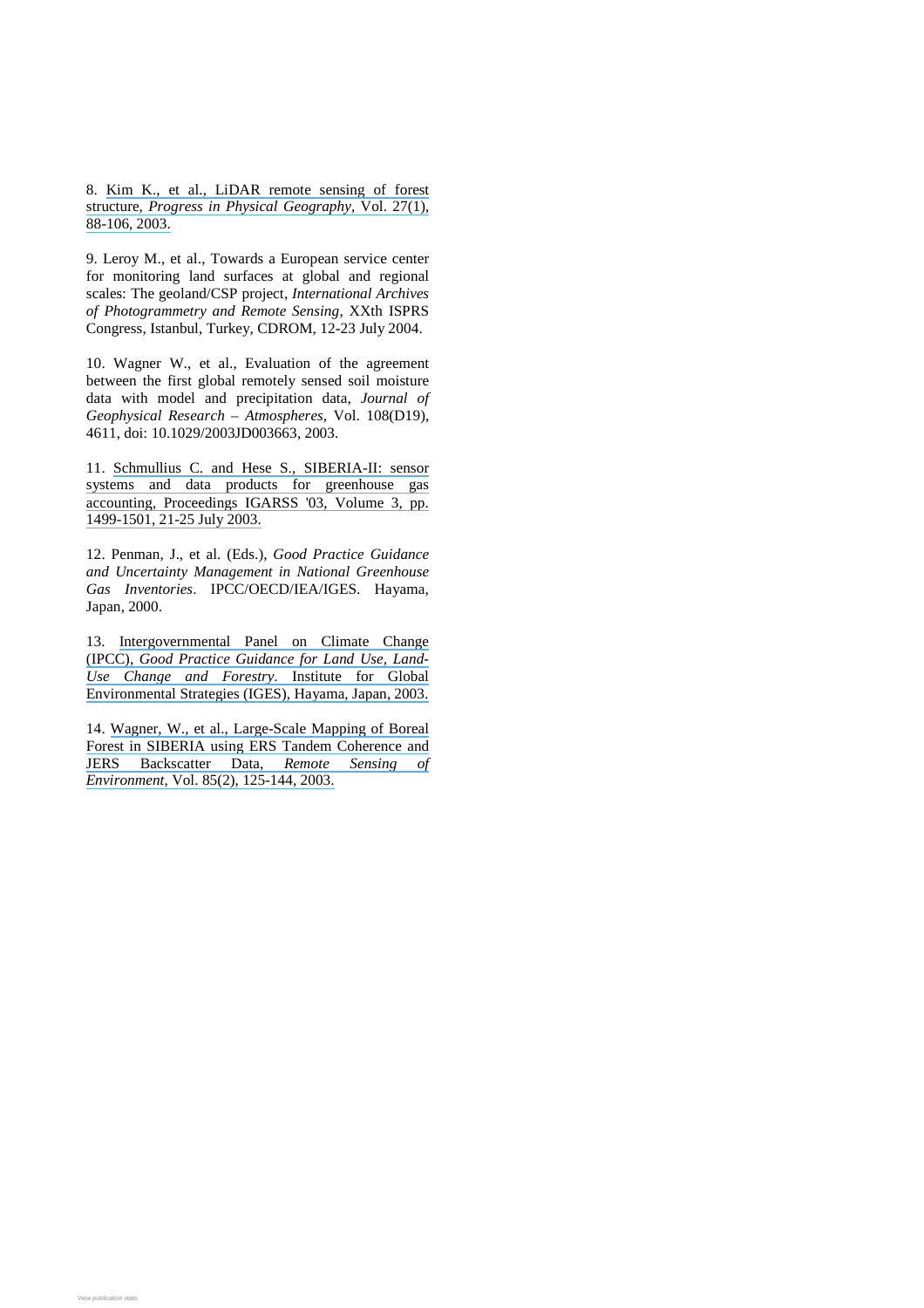8. Kim K., et al., LiDAR remote sensing of forest structure, *Progress in Physical Geography*, Vol. 27(1), 88-106, 2003.

9. Leroy M., et al., Towards a European service center for monitoring land surfaces at global and regional scales: The geoland/CSP project, *International Archives of Photogrammetry and Remote Sensing*, XXth ISPRS Congress, Istanbul, Turkey, CDROM, 12-23 July 2004.

10. Wagner W., et al., Evaluation of the agreement between the first global remotely sensed soil moisture data with model and precipitation data, *Journal of Geophysical Research – Atmospheres*, Vol. 108(D19), 4611, doi: 10.1029/2003JD003663, 2003.

11. Schmullius C. and Hese S., SIBERIA-II: sensor systems and data products for greenhouse gas accounting, Proceedings IGARSS '03, Volume 3, pp. 1499-1501, 21-25 July 2003.

12. Penman, J., et al. (Eds.), *Good Practice Guidance and Uncertainty Management in National Greenhouse Gas Inventories*. IPCC/OECD/IEA/IGES. Hayama, Japan, 2000.

13. Intergovernmental Panel on Climate Change (IPCC), *Good Practice Guidance for Land Use, Land-Use Change and Forestry*. Institute for Global Environmental Strategies (IGES), Hayama, Japan, 2003.

14. Wagner, W., et al., Large-Scale Mapping of Boreal Forest in SIBERIA using ERS Tandem Coherence and JERS Backscatter Data, *Remote Sensing of Environment*, Vol. 85(2), 125-144, 2003.